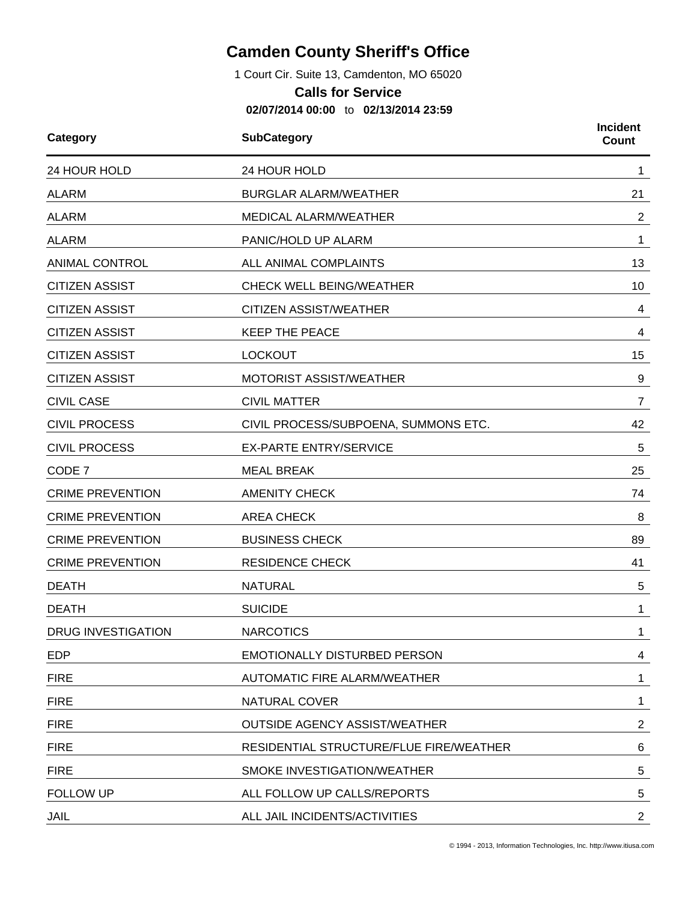# Camden County Sheriff's Office

1 Court Cir. Suite 13, Camdenton, MO 65020

## Calls for Service

**02/07/2014 00:00** to **02/13/2014 23:59**

| Category | SubCategory | Incident Count |
|---|---|---|
| 24 HOUR HOLD | 24 HOUR HOLD | 1 |
| ALARM | BURGLAR ALARM/WEATHER | 21 |
| ALARM | MEDICAL ALARM/WEATHER | 2 |
| ALARM | PANIC/HOLD UP ALARM | 1 |
| ANIMAL CONTROL | ALL ANIMAL COMPLAINTS | 13 |
| CITIZEN ASSIST | CHECK WELL BEING/WEATHER | 10 |
| CITIZEN ASSIST | CITIZEN ASSIST/WEATHER | 4 |
| CITIZEN ASSIST | KEEP THE PEACE | 4 |
| CITIZEN ASSIST | LOCKOUT | 15 |
| CITIZEN ASSIST | MOTORIST ASSIST/WEATHER | 9 |
| CIVIL CASE | CIVIL MATTER | 7 |
| CIVIL PROCESS | CIVIL PROCESS/SUBPOENA, SUMMONS ETC. | 42 |
| CIVIL PROCESS | EX-PARTE ENTRY/SERVICE | 5 |
| CODE 7 | MEAL BREAK | 25 |
| CRIME PREVENTION | AMENITY CHECK | 74 |
| CRIME PREVENTION | AREA CHECK | 8 |
| CRIME PREVENTION | BUSINESS CHECK | 89 |
| CRIME PREVENTION | RESIDENCE CHECK | 41 |
| DEATH | NATURAL | 5 |
| DEATH | SUICIDE | 1 |
| DRUG INVESTIGATION | NARCOTICS | 1 |
| EDP | EMOTIONALLY DISTURBED PERSON | 4 |
| FIRE | AUTOMATIC FIRE ALARM/WEATHER | 1 |
| FIRE | NATURAL COVER | 1 |
| FIRE | OUTSIDE AGENCY ASSIST/WEATHER | 2 |
| FIRE | RESIDENTIAL STRUCTURE/FLUE FIRE/WEATHER | 6 |
| FIRE | SMOKE INVESTIGATION/WEATHER | 5 |
| FOLLOW UP | ALL FOLLOW UP CALLS/REPORTS | 5 |
| JAIL | ALL JAIL INCIDENTS/ACTIVITIES | 2 |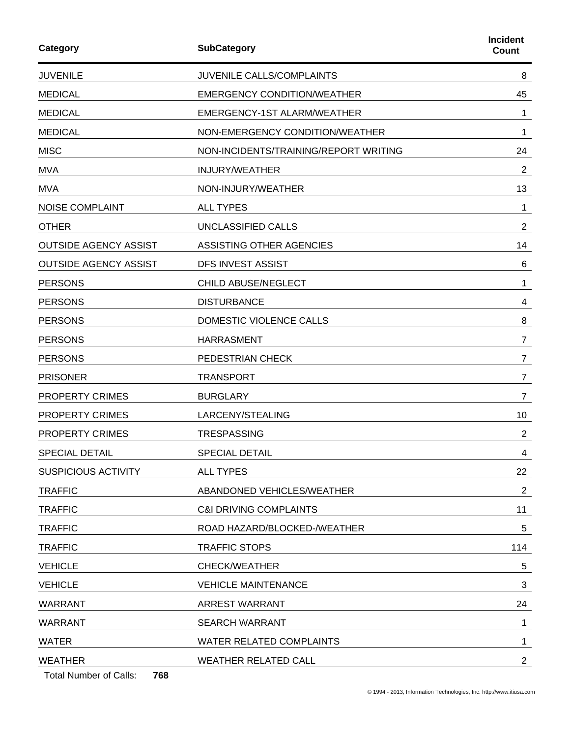| Category | SubCategory | Incident Count |
| --- | --- | --- |
| JUVENILE | JUVENILE CALLS/COMPLAINTS | 8 |
| MEDICAL | EMERGENCY CONDITION/WEATHER | 45 |
| MEDICAL | EMERGENCY-1ST ALARM/WEATHER | 1 |
| MEDICAL | NON-EMERGENCY CONDITION/WEATHER | 1 |
| MISC | NON-INCIDENTS/TRAINING/REPORT WRITING | 24 |
| MVA | INJURY/WEATHER | 2 |
| MVA | NON-INJURY/WEATHER | 13 |
| NOISE COMPLAINT | ALL TYPES | 1 |
| OTHER | UNCLASSIFIED CALLS | 2 |
| OUTSIDE AGENCY ASSIST | ASSISTING OTHER AGENCIES | 14 |
| OUTSIDE AGENCY ASSIST | DFS INVEST ASSIST | 6 |
| PERSONS | CHILD ABUSE/NEGLECT | 1 |
| PERSONS | DISTURBANCE | 4 |
| PERSONS | DOMESTIC VIOLENCE CALLS | 8 |
| PERSONS | HARRASMENT | 7 |
| PERSONS | PEDESTRIAN CHECK | 7 |
| PRISONER | TRANSPORT | 7 |
| PROPERTY CRIMES | BURGLARY | 7 |
| PROPERTY CRIMES | LARCENY/STEALING | 10 |
| PROPERTY CRIMES | TRESPASSING | 2 |
| SPECIAL DETAIL | SPECIAL DETAIL | 4 |
| SUSPICIOUS ACTIVITY | ALL TYPES | 22 |
| TRAFFIC | ABANDONED VEHICLES/WEATHER | 2 |
| TRAFFIC | C&I DRIVING COMPLAINTS | 11 |
| TRAFFIC | ROAD HAZARD/BLOCKED-/WEATHER | 5 |
| TRAFFIC | TRAFFIC STOPS | 114 |
| VEHICLE | CHECK/WEATHER | 5 |
| VEHICLE | VEHICLE MAINTENANCE | 3 |
| WARRANT | ARREST WARRANT | 24 |
| WARRANT | SEARCH WARRANT | 1 |
| WATER | WATER RELATED COMPLAINTS | 1 |
| WEATHER | WEATHER RELATED CALL | 2 |

Total Number of Calls: **768**

© 1994 - 2013, Information Technologies, Inc. http://www.itiusa.com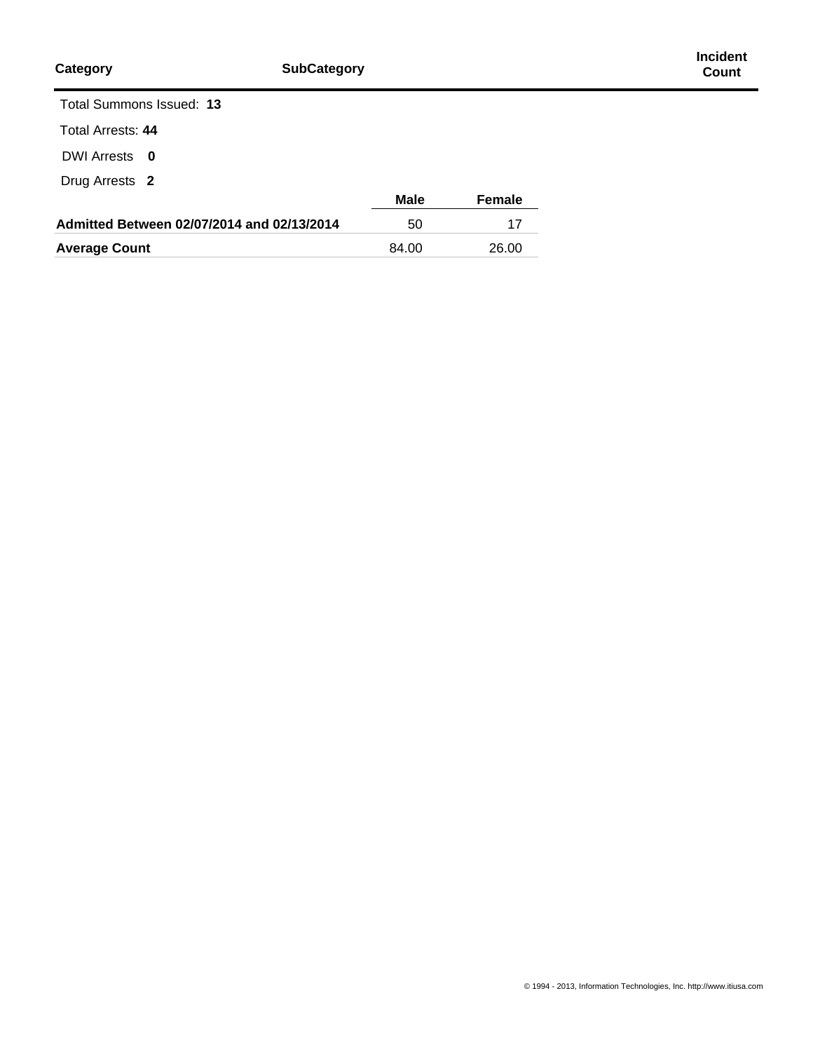| Category | SubCategory | Incident Count |
|---|---|---|

Total Summons Issued: **13**

Total Arrests: **44**

DWI Arrests **0**

Drug Arrests **2**

| | Male | Female |
|---|---|---|
| **Admitted Between 02/07/2014 and 02/13/2014** | 50 | 17 |
| **Average Count** | 84.00 | 26.00 |

© 1994 - 2013, Information Technologies, Inc. http://www.itiusa.com